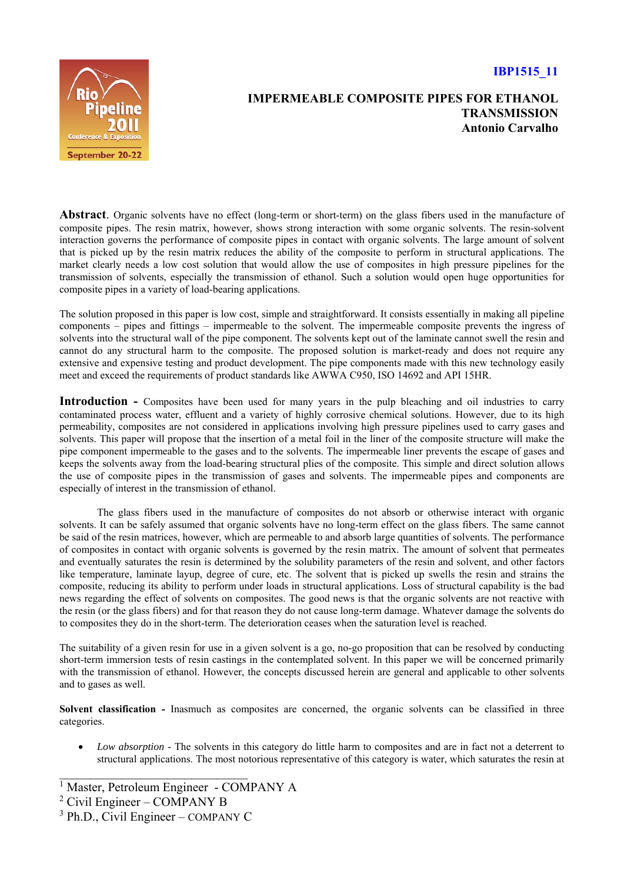IBP1515_11

# IMPERMEABLE COMPOSITE PIPES FOR ETHANOL TRANSMISSION

**Antonio Carvalho**

**Abstract.** Organic solvents have no effect (long-term or short-term) on the glass fibers used in the manufacture of composite pipes. The resin matrix, however, shows strong interaction with some organic solvents. The resin-solvent interaction governs the performance of composite pipes in contact with organic solvents. The large amount of solvent that is picked up by the resin matrix reduces the ability of the composite to perform in structural applications. The market clearly needs a low cost solution that would allow the use of composites in high pressure pipelines for the transmission of solvents, especially the transmission of ethanol. Such a solution would open huge opportunities for composite pipes in a variety of load-bearing applications.

The solution proposed in this paper is low cost, simple and straightforward. It consists essentially in making all pipeline components – pipes and fittings – impermeable to the solvent. The impermeable composite prevents the ingress of solvents into the structural wall of the pipe component. The solvents kept out of the laminate cannot swell the resin and cannot do any structural harm to the composite. The proposed solution is market-ready and does not require any extensive and expensive testing and product development. The pipe components made with this new technology easily meet and exceed the requirements of product standards like AWWA C950, ISO 14692 and API 15HR.

**Introduction -** Composites have been used for many years in the pulp bleaching and oil industries to carry contaminated process water, effluent and a variety of highly corrosive chemical solutions. However, due to its high permeability, composites are not considered in applications involving high pressure pipelines used to carry gases and solvents. This paper will propose that the insertion of a metal foil in the liner of the composite structure will make the pipe component impermeable to the gases and to the solvents. The impermeable liner prevents the escape of gases and keeps the solvents away from the load-bearing structural plies of the composite. This simple and direct solution allows the use of composite pipes in the transmission of gases and solvents. The impermeable pipes and components are especially of interest in the transmission of ethanol.

The glass fibers used in the manufacture of composites do not absorb or otherwise interact with organic solvents. It can be safely assumed that organic solvents have no long-term effect on the glass fibers. The same cannot be said of the resin matrices, however, which are permeable to and absorb large quantities of solvents. The performance of composites in contact with organic solvents is governed by the resin matrix. The amount of solvent that permeates and eventually saturates the resin is determined by the solubility parameters of the resin and solvent, and other factors like temperature, laminate layup, degree of cure, etc. The solvent that is picked up swells the resin and strains the composite, reducing its ability to perform under loads in structural applications. Loss of structural capability is the bad news regarding the effect of solvents on composites. The good news is that the organic solvents are not reactive with the resin (or the glass fibers) and for that reason they do not cause long-term damage. Whatever damage the solvents do to composites they do in the short-term. The deterioration ceases when the saturation level is reached.

The suitability of a given resin for use in a given solvent is a go, no-go proposition that can be resolved by conducting short-term immersion tests of resin castings in the contemplated solvent. In this paper we will be concerned primarily with the transmission of ethanol. However, the concepts discussed herein are general and applicable to other solvents and to gases as well.

**Solvent classification -** Inasmuch as composites are concerned, the organic solvents can be classified in three categories.

- *Low absorption* - The solvents in this category do little harm to composites and are in fact not a deterrent to structural applications. The most notorious representative of this category is water, which saturates the resin at

---

[1] Master, Petroleum Engineer - COMPANY A
[2] Civil Engineer – COMPANY B
[3] Ph.D., Civil Engineer – COMPANY C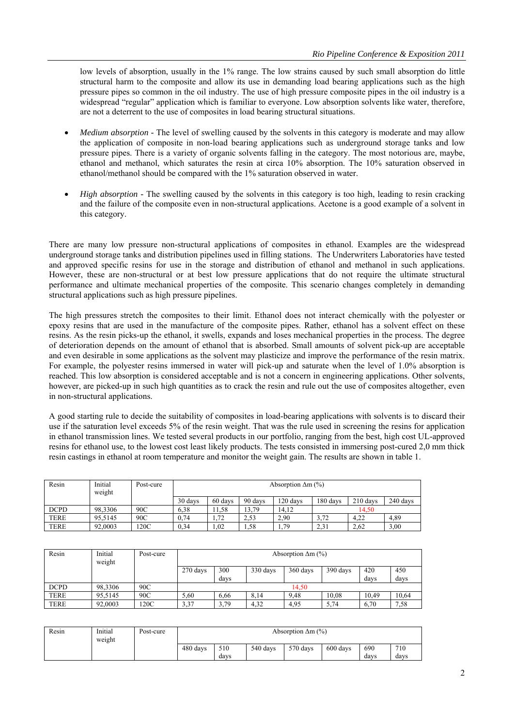low levels of absorption, usually in the 1% range. The low strains caused by such small absorption do little structural harm to the composite and allow its use in demanding load bearing applications such as the high pressure pipes so common in the oil industry. The use of high pressure composite pipes in the oil industry is a widespread "regular" application which is familiar to everyone. Low absorption solvents like water, therefore, are not a deterrent to the use of composites in load bearing structural situations.

- *Medium absorption* - The level of swelling caused by the solvents in this category is moderate and may allow the application of composite in non-load bearing applications such as underground storage tanks and low pressure pipes. There is a variety of organic solvents falling in the category. The most notorious are, maybe, ethanol and methanol, which saturates the resin at circa 10% absorption. The 10% saturation observed in ethanol/methanol should be compared with the 1% saturation observed in water.

- *High absorption* - The swelling caused by the solvents in this category is too high, leading to resin cracking and the failure of the composite even in non-structural applications. Acetone is a good example of a solvent in this category.

There are many low pressure non-structural applications of composites in ethanol. Examples are the widespread underground storage tanks and distribution pipelines used in filling stations. The Underwriters Laboratories have tested and approved specific resins for use in the storage and distribution of ethanol and methanol in such applications. However, these are non-structural or at best low pressure applications that do not require the ultimate structural performance and ultimate mechanical properties of the composite. This scenario changes completely in demanding structural applications such as high pressure pipelines.

The high pressures stretch the composites to their limit. Ethanol does not interact chemically with the polyester or epoxy resins that are used in the manufacture of the composite pipes. Rather, ethanol has a solvent effect on these resins. As the resin picks-up the ethanol, it swells, expands and loses mechanical properties in the process. The degree of deterioration depends on the amount of ethanol that is absorbed. Small amounts of solvent pick-up are acceptable and even desirable in some applications as the solvent may plasticize and improve the performance of the resin matrix. For example, the polyester resins immersed in water will pick-up and saturate when the level of 1.0% absorption is reached. This low absorption is considered acceptable and is not a concern in engineering applications. Other solvents, however, are picked-up in such high quantities as to crack the resin and rule out the use of composites altogether, even in non-structural applications.

A good starting rule to decide the suitability of composites in load-bearing applications with solvents is to discard their use if the saturation level exceeds 5% of the resin weight. That was the rule used in screening the resins for application in ethanol transmission lines. We tested several products in our portfolio, ranging from the best, high cost UL-approved resins for ethanol use, to the lowest cost least likely products. The tests consisted in immersing post-cured 2,0 mm thick resin castings in ethanol at room temperature and monitor the weight gain. The results are shown in table 1.

| Resin | Initial weight | Post-cure | Absorption $\Delta m$ (%) | | | | | | |
|---|---|---|---|---|---|---|---|---|---|
| | | | 30 days | 60 days | 90 days | 120 days | 180 days | 210 days | 240 days |
| DCPD | 98,3306 | 90C | 6,38 | 11,58 | 13,79 | 14,12 | 14,50 | | |
| TERE | 95,5145 | 90C | 0,74 | 1,72 | 2,53 | 2,90 | 3,72 | 4,22 | 4,89 |
| TERE | 92,0003 | 120C | 0,34 | 1,02 | 1,58 | 1,79 | 2,31 | 2,62 | 3,00 |

| Resin | Initial weight | Post-cure | Absorption $\Delta m$ (%) | | | | | | |
|---|---|---|---|---|---|---|---|---|---|
| | | | 270 days | 300 days | 330 days | 360 days | 390 days | 420 days | 450 days |
| DCPD | 98,3306 | 90C | 14,50 | | | | | | |
| TERE | 95,5145 | 90C | 5,60 | 6,66 | 8,14 | 9,48 | 10,08 | 10,49 | 10,64 |
| TERE | 92,0003 | 120C | 3,37 | 3,79 | 4,32 | 4,95 | 5,74 | 6,70 | 7,58 |

| Resin | Initial weight | Post-cure | Absorption $\Delta m$ (%) | | | | | | |
|---|---|---|---|---|---|---|---|---|---|
| | | | 480 days | 510 days | 540 days | 570 days | 600 days | 690 days | 710 days |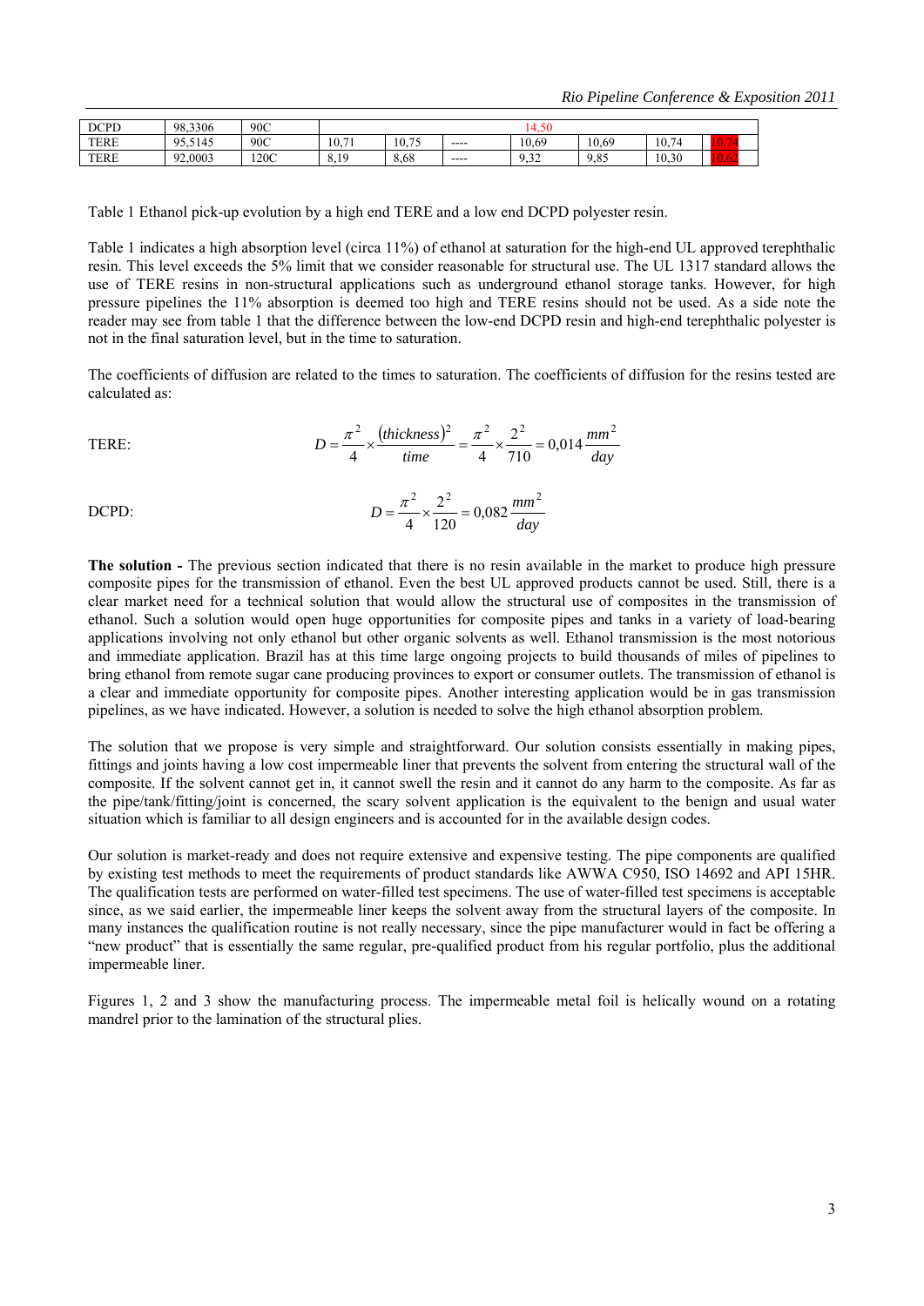| DCPD | 98,3306 | 90C | | | | 14,50 | | | |
|---|---|---|---|---|---|---|---|---|---|
| TERE | 95,5145 | 90C | 10,71 | 10,75 | ---- | 10,69 | 10,69 | 10,74 | 10,74 |
| TERE | 92,0003 | 120C | 8,19 | 8,68 | ---- | 9,32 | 9,85 | 10,30 | 10,62 |

Table 1 Ethanol pick-up evolution by a high end TERE and a low end DCPD polyester resin.

Table 1 indicates a high absorption level (circa 11%) of ethanol at saturation for the high-end UL approved terephthalic resin. This level exceeds the 5% limit that we consider reasonable for structural use. The UL 1317 standard allows the use of TERE resins in non-structural applications such as underground ethanol storage tanks. However, for high pressure pipelines the 11% absorption is deemed too high and TERE resins should not be used. As a side note the reader may see from table 1 that the difference between the low-end DCPD resin and high-end terephthalic polyester is not in the final saturation level, but in the time to saturation.

The coefficients of diffusion are related to the times to saturation. The coefficients of diffusion for the resins tested are calculated as:

TERE:

$$D = \frac{\pi^2}{4} \times \frac{(thickness)^2}{time} = \frac{\pi^2}{4} \times \frac{2^2}{710} = 0{,}014 \frac{mm^2}{day}$$

DCPD:

$$D = \frac{\pi^2}{4} \times \frac{2^2}{120} = 0{,}082 \frac{mm^2}{day}$$

**The solution -** The previous section indicated that there is no resin available in the market to produce high pressure composite pipes for the transmission of ethanol. Even the best UL approved products cannot be used. Still, there is a clear market need for a technical solution that would allow the structural use of composites in the transmission of ethanol. Such a solution would open huge opportunities for composite pipes and tanks in a variety of load-bearing applications involving not only ethanol but other organic solvents as well. Ethanol transmission is the most notorious and immediate application. Brazil has at this time large ongoing projects to build thousands of miles of pipelines to bring ethanol from remote sugar cane producing provinces to export or consumer outlets. The transmission of ethanol is a clear and immediate opportunity for composite pipes. Another interesting application would be in gas transmission pipelines, as we have indicated. However, a solution is needed to solve the high ethanol absorption problem.

The solution that we propose is very simple and straightforward. Our solution consists essentially in making pipes, fittings and joints having a low cost impermeable liner that prevents the solvent from entering the structural wall of the composite. If the solvent cannot get in, it cannot swell the resin and it cannot do any harm to the composite. As far as the pipe/tank/fitting/joint is concerned, the scary solvent application is the equivalent to the benign and usual water situation which is familiar to all design engineers and is accounted for in the available design codes.

Our solution is market-ready and does not require extensive and expensive testing. The pipe components are qualified by existing test methods to meet the requirements of product standards like AWWA C950, ISO 14692 and API 15HR. The qualification tests are performed on water-filled test specimens. The use of water-filled test specimens is acceptable since, as we said earlier, the impermeable liner keeps the solvent away from the structural layers of the composite. In many instances the qualification routine is not really necessary, since the pipe manufacturer would in fact be offering a "new product" that is essentially the same regular, pre-qualified product from his regular portfolio, plus the additional impermeable liner.

Figures 1, 2 and 3 show the manufacturing process. The impermeable metal foil is helically wound on a rotating mandrel prior to the lamination of the structural plies.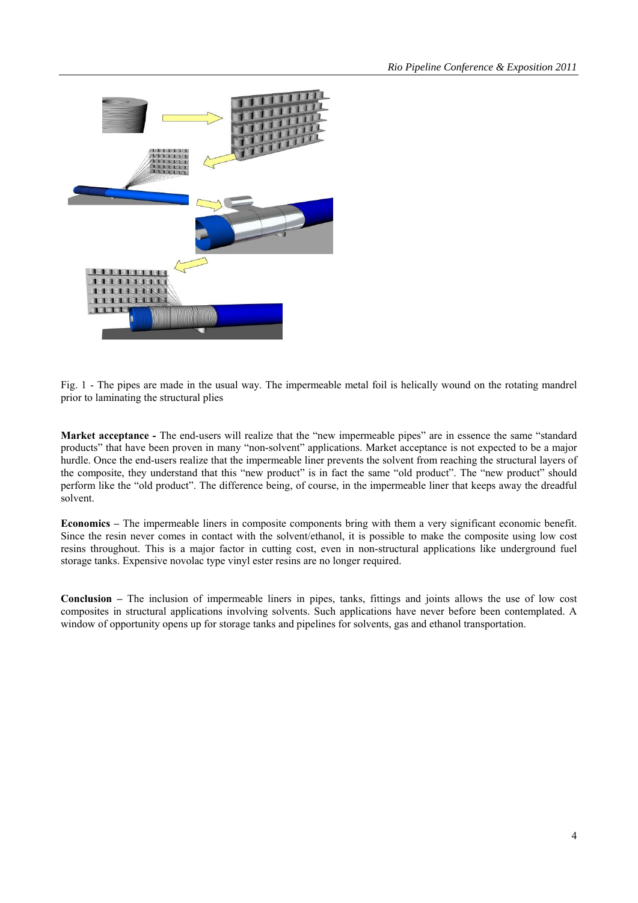Fig. 1 - The pipes are made in the usual way. The impermeable metal foil is helically wound on the rotating mandrel prior to laminating the structural plies

**Market acceptance -** The end-users will realize that the "new impermeable pipes" are in essence the same "standard products" that have been proven in many "non-solvent" applications. Market acceptance is not expected to be a major hurdle. Once the end-users realize that the impermeable liner prevents the solvent from reaching the structural layers of the composite, they understand that this "new product" is in fact the same "old product". The "new product" should perform like the "old product". The difference being, of course, in the impermeable liner that keeps away the dreadful solvent.

**Economics –** The impermeable liners in composite components bring with them a very significant economic benefit. Since the resin never comes in contact with the solvent/ethanol, it is possible to make the composite using low cost resins throughout. This is a major factor in cutting cost, even in non-structural applications like underground fuel storage tanks. Expensive novolac type vinyl ester resins are no longer required.

**Conclusion –** The inclusion of impermeable liners in pipes, tanks, fittings and joints allows the use of low cost composites in structural applications involving solvents. Such applications have never before been contemplated. A window of opportunity opens up for storage tanks and pipelines for solvents, gas and ethanol transportation.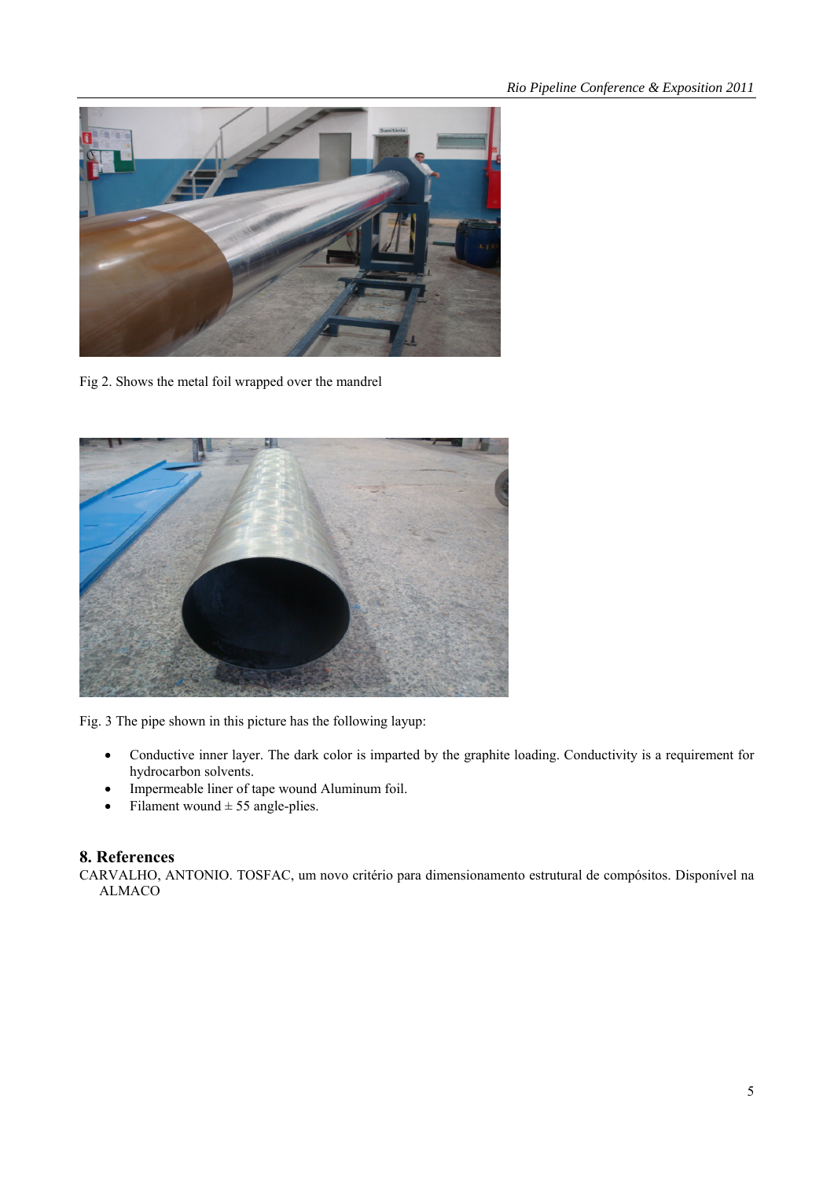Fig 2. Shows the metal foil wrapped over the mandrel

Fig. 3 The pipe shown in this picture has the following layup:

- Conductive inner layer. The dark color is imparted by the graphite loading. Conductivity is a requirement for hydrocarbon solvents.
- Impermeable liner of tape wound Aluminum foil.
- Filament wound ± 55 angle-plies.

## 8. References

CARVALHO, ANTONIO. TOSFAC, um novo critério para dimensionamento estrutural de compósitos. Disponível na ALMACO